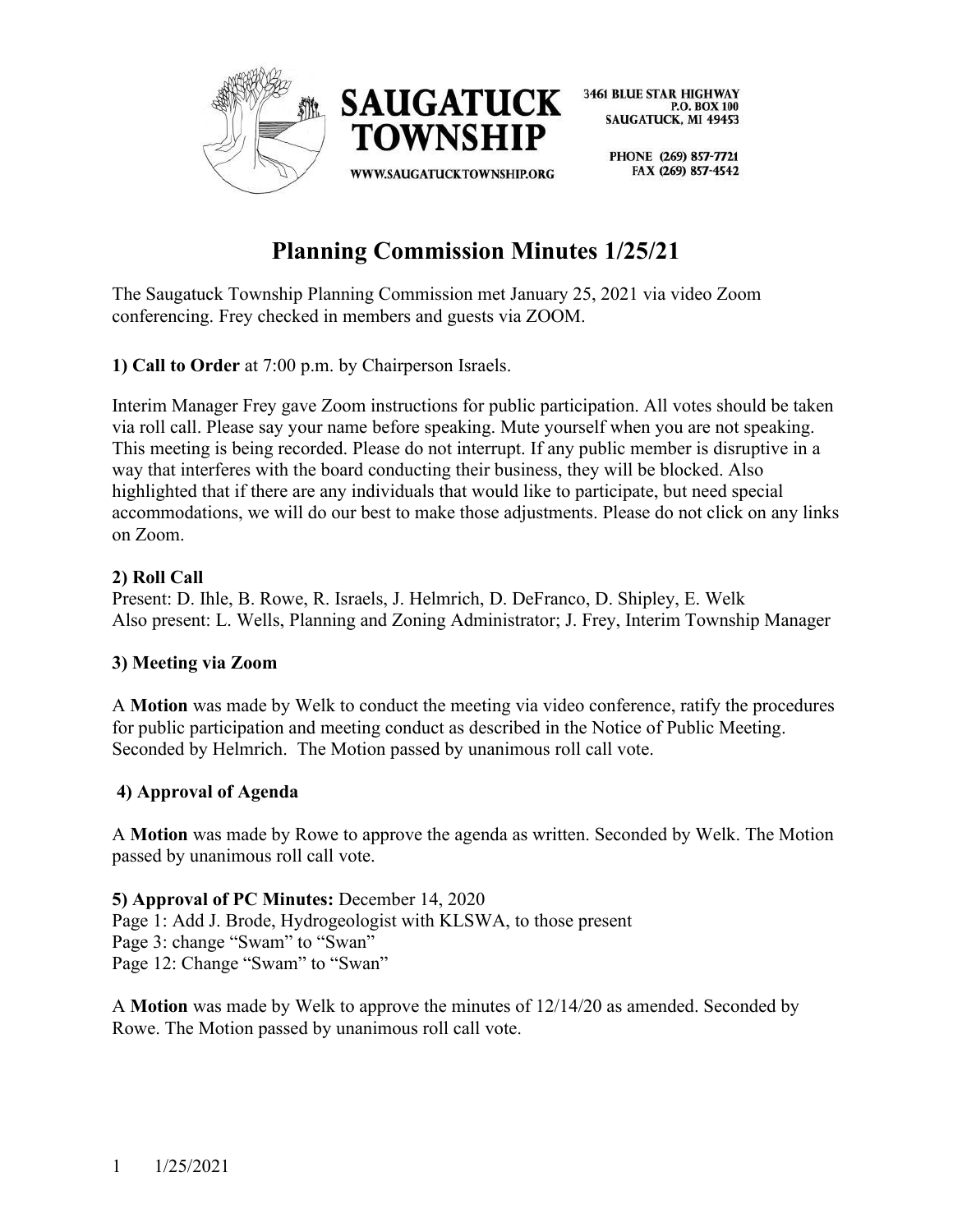SAUGATUCK TOWNSHIP

WWW.SAUGATUCKTOWNSHIP.ORG

3461 BLUE STAR HIGHWAY
P.O. BOX 100
SAUGATUCK, MI 49453

PHONE (269) 857-7721
FAX (269) 857-4542

# Planning Commission Minutes 1/25/21

The Saugatuck Township Planning Commission met January 25, 2021 via video Zoom conferencing. Frey checked in members and guests via ZOOM.

**1) Call to Order** at 7:00 p.m. by Chairperson Israels.

Interim Manager Frey gave Zoom instructions for public participation. All votes should be taken via roll call. Please say your name before speaking. Mute yourself when you are not speaking. This meeting is being recorded. Please do not interrupt. If any public member is disruptive in a way that interferes with the board conducting their business, they will be blocked. Also highlighted that if there are any individuals that would like to participate, but need special accommodations, we will do our best to make those adjustments. Please do not click on any links on Zoom.

**2) Roll Call**

Present: D. Ihle, B. Rowe, R. Israels, J. Helmrich, D. DeFranco, D. Shipley, E. Welk
Also present: L. Wells, Planning and Zoning Administrator; J. Frey, Interim Township Manager

**3) Meeting via Zoom**

A **Motion** was made by Welk to conduct the meeting via video conference, ratify the procedures for public participation and meeting conduct as described in the Notice of Public Meeting. Seconded by Helmrich. The Motion passed by unanimous roll call vote.

**4) Approval of Agenda**

A **Motion** was made by Rowe to approve the agenda as written. Seconded by Welk. The Motion passed by unanimous roll call vote.

**5) Approval of PC Minutes:** December 14, 2020

Page 1: Add J. Brode, Hydrogeologist with KLSWA, to those present
Page 3: change "Swam" to "Swan"
Page 12: Change "Swam" to "Swan"

A **Motion** was made by Welk to approve the minutes of 12/14/20 as amended. Seconded by Rowe. The Motion passed by unanimous roll call vote.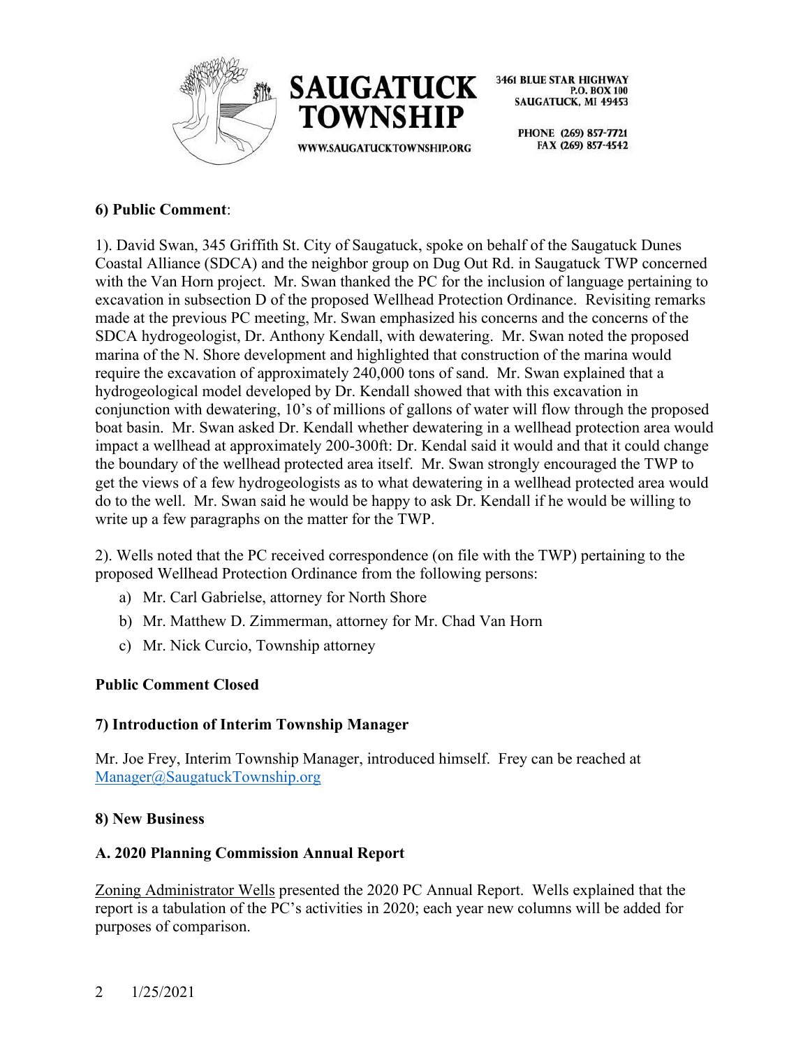**6) Public Comment**:

1). David Swan, 345 Griffith St. City of Saugatuck, spoke on behalf of the Saugatuck Dunes Coastal Alliance (SDCA) and the neighbor group on Dug Out Rd. in Saugatuck TWP concerned with the Van Horn project. Mr. Swan thanked the PC for the inclusion of language pertaining to excavation in subsection D of the proposed Wellhead Protection Ordinance. Revisiting remarks made at the previous PC meeting, Mr. Swan emphasized his concerns and the concerns of the SDCA hydrogeologist, Dr. Anthony Kendall, with dewatering. Mr. Swan noted the proposed marina of the N. Shore development and highlighted that construction of the marina would require the excavation of approximately 240,000 tons of sand. Mr. Swan explained that a hydrogeological model developed by Dr. Kendall showed that with this excavation in conjunction with dewatering, 10's of millions of gallons of water will flow through the proposed boat basin. Mr. Swan asked Dr. Kendall whether dewatering in a wellhead protection area would impact a wellhead at approximately 200-300ft: Dr. Kendal said it would and that it could change the boundary of the wellhead protected area itself. Mr. Swan strongly encouraged the TWP to get the views of a few hydrogeologists as to what dewatering in a wellhead protected area would do to the well. Mr. Swan said he would be happy to ask Dr. Kendall if he would be willing to write up a few paragraphs on the matter for the TWP.

2). Wells noted that the PC received correspondence (on file with the TWP) pertaining to the proposed Wellhead Protection Ordinance from the following persons:

a) Mr. Carl Gabrielse, attorney for North Shore
b) Mr. Matthew D. Zimmerman, attorney for Mr. Chad Van Horn
c) Mr. Nick Curcio, Township attorney

**Public Comment Closed**

**7) Introduction of Interim Township Manager**

Mr. Joe Frey, Interim Township Manager, introduced himself. Frey can be reached at Manager@SaugatuckTownship.org

**8) New Business**

**A. 2020 Planning Commission Annual Report**

Zoning Administrator Wells presented the 2020 PC Annual Report. Wells explained that the report is a tabulation of the PC's activities in 2020; each year new columns will be added for purposes of comparison.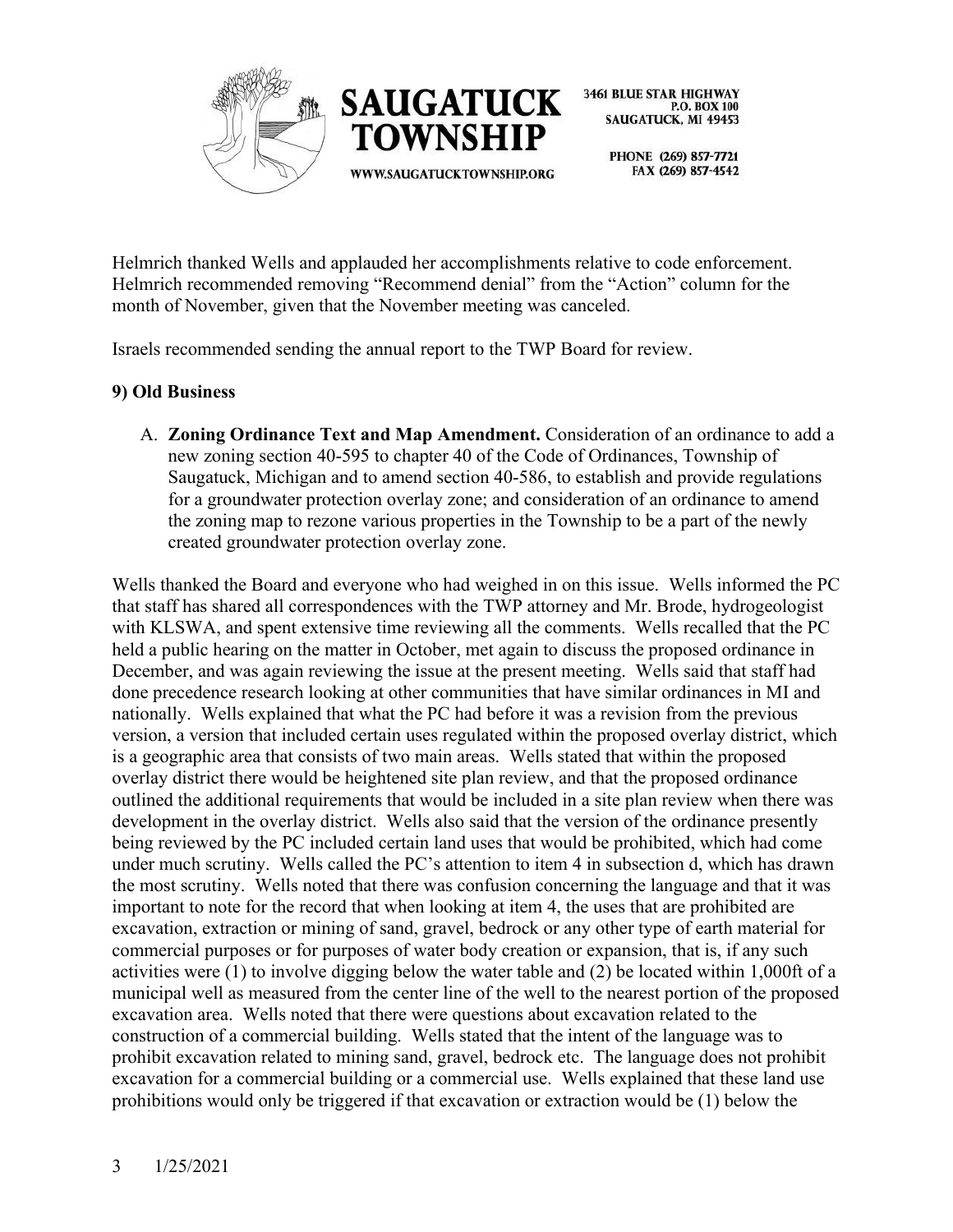Helmrich thanked Wells and applauded her accomplishments relative to code enforcement. Helmrich recommended removing "Recommend denial" from the "Action" column for the month of November, given that the November meeting was canceled.

Israels recommended sending the annual report to the TWP Board for review.

**9) Old Business**

A. **Zoning Ordinance Text and Map Amendment.** Consideration of an ordinance to add a new zoning section 40-595 to chapter 40 of the Code of Ordinances, Township of Saugatuck, Michigan and to amend section 40-586, to establish and provide regulations for a groundwater protection overlay zone; and consideration of an ordinance to amend the zoning map to rezone various properties in the Township to be a part of the newly created groundwater protection overlay zone.

Wells thanked the Board and everyone who had weighed in on this issue. Wells informed the PC that staff has shared all correspondences with the TWP attorney and Mr. Brode, hydrogeologist with KLSWA, and spent extensive time reviewing all the comments. Wells recalled that the PC held a public hearing on the matter in October, met again to discuss the proposed ordinance in December, and was again reviewing the issue at the present meeting. Wells said that staff had done precedence research looking at other communities that have similar ordinances in MI and nationally. Wells explained that what the PC had before it was a revision from the previous version, a version that included certain uses regulated within the proposed overlay district, which is a geographic area that consists of two main areas. Wells stated that within the proposed overlay district there would be heightened site plan review, and that the proposed ordinance outlined the additional requirements that would be included in a site plan review when there was development in the overlay district. Wells also said that the version of the ordinance presently being reviewed by the PC included certain land uses that would be prohibited, which had come under much scrutiny. Wells called the PC's attention to item 4 in subsection d, which has drawn the most scrutiny. Wells noted that there was confusion concerning the language and that it was important to note for the record that when looking at item 4, the uses that are prohibited are excavation, extraction or mining of sand, gravel, bedrock or any other type of earth material for commercial purposes or for purposes of water body creation or expansion, that is, if any such activities were (1) to involve digging below the water table and (2) be located within 1,000ft of a municipal well as measured from the center line of the well to the nearest portion of the proposed excavation area. Wells noted that there were questions about excavation related to the construction of a commercial building. Wells stated that the intent of the language was to prohibit excavation related to mining sand, gravel, bedrock etc. The language does not prohibit excavation for a commercial building or a commercial use. Wells explained that these land use prohibitions would only be triggered if that excavation or extraction would be (1) below the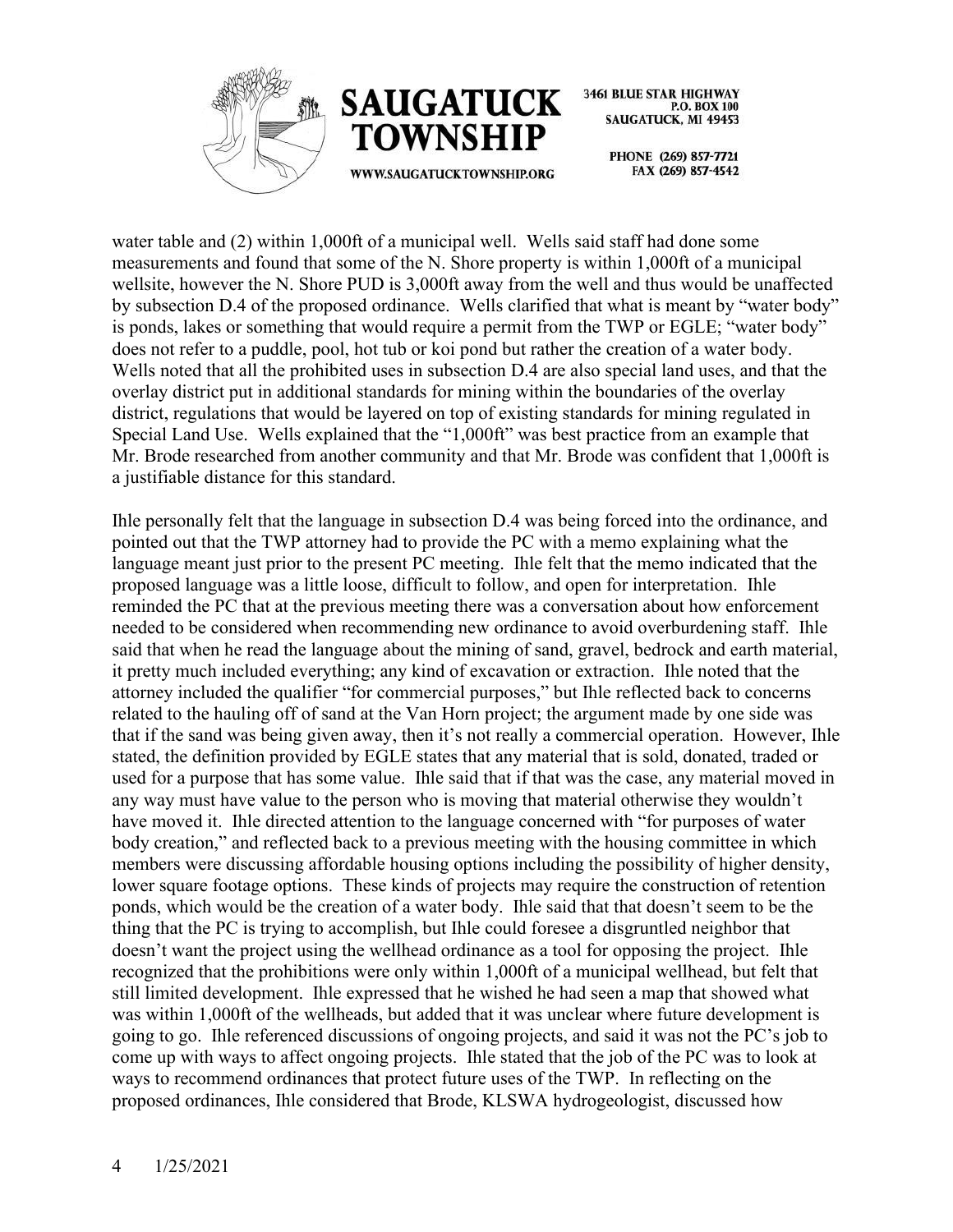water table and (2) within 1,000ft of a municipal well. Wells said staff had done some measurements and found that some of the N. Shore property is within 1,000ft of a municipal wellsite, however the N. Shore PUD is 3,000ft away from the well and thus would be unaffected by subsection D.4 of the proposed ordinance. Wells clarified that what is meant by "water body" is ponds, lakes or something that would require a permit from the TWP or EGLE; "water body" does not refer to a puddle, pool, hot tub or koi pond but rather the creation of a water body. Wells noted that all the prohibited uses in subsection D.4 are also special land uses, and that the overlay district put in additional standards for mining within the boundaries of the overlay district, regulations that would be layered on top of existing standards for mining regulated in Special Land Use. Wells explained that the "1,000ft" was best practice from an example that Mr. Brode researched from another community and that Mr. Brode was confident that 1,000ft is a justifiable distance for this standard.

Ihle personally felt that the language in subsection D.4 was being forced into the ordinance, and pointed out that the TWP attorney had to provide the PC with a memo explaining what the language meant just prior to the present PC meeting. Ihle felt that the memo indicated that the proposed language was a little loose, difficult to follow, and open for interpretation. Ihle reminded the PC that at the previous meeting there was a conversation about how enforcement needed to be considered when recommending new ordinance to avoid overburdening staff. Ihle said that when he read the language about the mining of sand, gravel, bedrock and earth material, it pretty much included everything; any kind of excavation or extraction. Ihle noted that the attorney included the qualifier "for commercial purposes," but Ihle reflected back to concerns related to the hauling off of sand at the Van Horn project; the argument made by one side was that if the sand was being given away, then it's not really a commercial operation. However, Ihle stated, the definition provided by EGLE states that any material that is sold, donated, traded or used for a purpose that has some value. Ihle said that if that was the case, any material moved in any way must have value to the person who is moving that material otherwise they wouldn't have moved it. Ihle directed attention to the language concerned with "for purposes of water body creation," and reflected back to a previous meeting with the housing committee in which members were discussing affordable housing options including the possibility of higher density, lower square footage options. These kinds of projects may require the construction of retention ponds, which would be the creation of a water body. Ihle said that that doesn't seem to be the thing that the PC is trying to accomplish, but Ihle could foresee a disgruntled neighbor that doesn't want the project using the wellhead ordinance as a tool for opposing the project. Ihle recognized that the prohibitions were only within 1,000ft of a municipal wellhead, but felt that still limited development. Ihle expressed that he wished he had seen a map that showed what was within 1,000ft of the wellheads, but added that it was unclear where future development is going to go. Ihle referenced discussions of ongoing projects, and said it was not the PC's job to come up with ways to affect ongoing projects. Ihle stated that the job of the PC was to look at ways to recommend ordinances that protect future uses of the TWP. In reflecting on the proposed ordinances, Ihle considered that Brode, KLSWA hydrogeologist, discussed how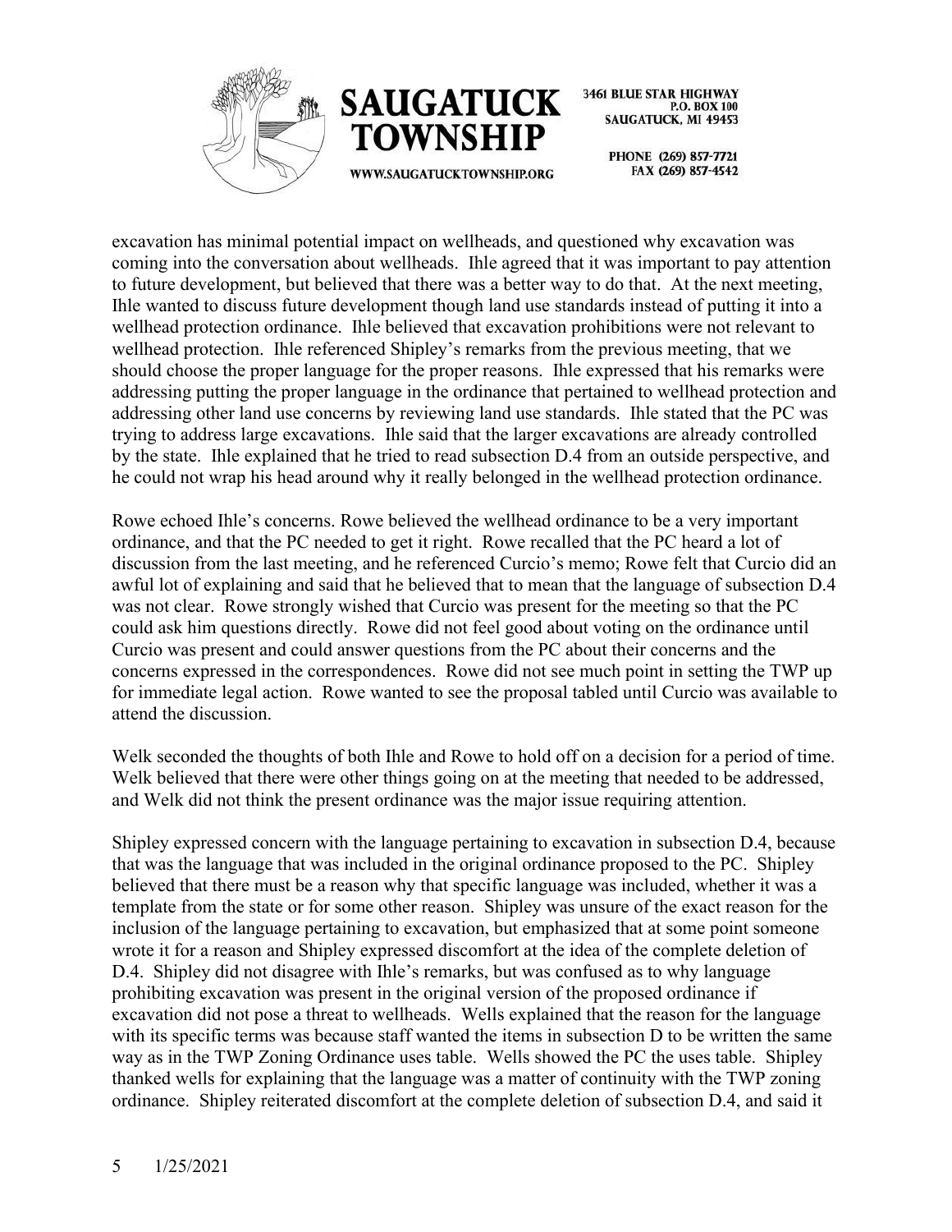excavation has minimal potential impact on wellheads, and questioned why excavation was coming into the conversation about wellheads. Ihle agreed that it was important to pay attention to future development, but believed that there was a better way to do that. At the next meeting, Ihle wanted to discuss future development though land use standards instead of putting it into a wellhead protection ordinance. Ihle believed that excavation prohibitions were not relevant to wellhead protection. Ihle referenced Shipley's remarks from the previous meeting, that we should choose the proper language for the proper reasons. Ihle expressed that his remarks were addressing putting the proper language in the ordinance that pertained to wellhead protection and addressing other land use concerns by reviewing land use standards. Ihle stated that the PC was trying to address large excavations. Ihle said that the larger excavations are already controlled by the state. Ihle explained that he tried to read subsection D.4 from an outside perspective, and he could not wrap his head around why it really belonged in the wellhead protection ordinance.

Rowe echoed Ihle's concerns. Rowe believed the wellhead ordinance to be a very important ordinance, and that the PC needed to get it right. Rowe recalled that the PC heard a lot of discussion from the last meeting, and he referenced Curcio's memo; Rowe felt that Curcio did an awful lot of explaining and said that he believed that to mean that the language of subsection D.4 was not clear. Rowe strongly wished that Curcio was present for the meeting so that the PC could ask him questions directly. Rowe did not feel good about voting on the ordinance until Curcio was present and could answer questions from the PC about their concerns and the concerns expressed in the correspondences. Rowe did not see much point in setting the TWP up for immediate legal action. Rowe wanted to see the proposal tabled until Curcio was available to attend the discussion.

Welk seconded the thoughts of both Ihle and Rowe to hold off on a decision for a period of time. Welk believed that there were other things going on at the meeting that needed to be addressed, and Welk did not think the present ordinance was the major issue requiring attention.

Shipley expressed concern with the language pertaining to excavation in subsection D.4, because that was the language that was included in the original ordinance proposed to the PC. Shipley believed that there must be a reason why that specific language was included, whether it was a template from the state or for some other reason. Shipley was unsure of the exact reason for the inclusion of the language pertaining to excavation, but emphasized that at some point someone wrote it for a reason and Shipley expressed discomfort at the idea of the complete deletion of D.4. Shipley did not disagree with Ihle's remarks, but was confused as to why language prohibiting excavation was present in the original version of the proposed ordinance if excavation did not pose a threat to wellheads. Wells explained that the reason for the language with its specific terms was because staff wanted the items in subsection D to be written the same way as in the TWP Zoning Ordinance uses table. Wells showed the PC the uses table. Shipley thanked wells for explaining that the language was a matter of continuity with the TWP zoning ordinance. Shipley reiterated discomfort at the complete deletion of subsection D.4, and said it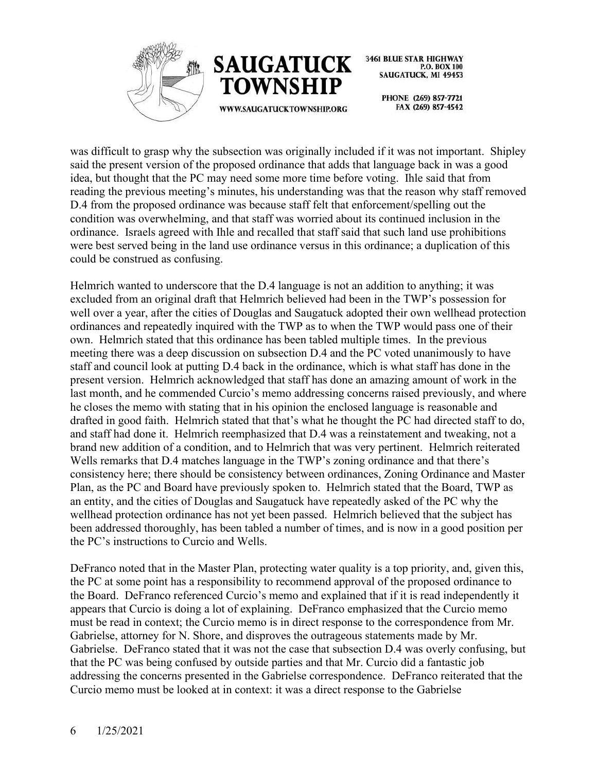was difficult to grasp why the subsection was originally included if it was not important. Shipley said the present version of the proposed ordinance that adds that language back in was a good idea, but thought that the PC may need some more time before voting. Ihle said that from reading the previous meeting's minutes, his understanding was that the reason why staff removed D.4 from the proposed ordinance was because staff felt that enforcement/spelling out the condition was overwhelming, and that staff was worried about its continued inclusion in the ordinance. Israels agreed with Ihle and recalled that staff said that such land use prohibitions were best served being in the land use ordinance versus in this ordinance; a duplication of this could be construed as confusing.

Helmrich wanted to underscore that the D.4 language is not an addition to anything; it was excluded from an original draft that Helmrich believed had been in the TWP's possession for well over a year, after the cities of Douglas and Saugatuck adopted their own wellhead protection ordinances and repeatedly inquired with the TWP as to when the TWP would pass one of their own. Helmrich stated that this ordinance has been tabled multiple times. In the previous meeting there was a deep discussion on subsection D.4 and the PC voted unanimously to have staff and council look at putting D.4 back in the ordinance, which is what staff has done in the present version. Helmrich acknowledged that staff has done an amazing amount of work in the last month, and he commended Curcio's memo addressing concerns raised previously, and where he closes the memo with stating that in his opinion the enclosed language is reasonable and drafted in good faith. Helmrich stated that that's what he thought the PC had directed staff to do, and staff had done it. Helmrich reemphasized that D.4 was a reinstatement and tweaking, not a brand new addition of a condition, and to Helmrich that was very pertinent. Helmrich reiterated Wells remarks that D.4 matches language in the TWP's zoning ordinance and that there's consistency here; there should be consistency between ordinances, Zoning Ordinance and Master Plan, as the PC and Board have previously spoken to. Helmrich stated that the Board, TWP as an entity, and the cities of Douglas and Saugatuck have repeatedly asked of the PC why the wellhead protection ordinance has not yet been passed. Helmrich believed that the subject has been addressed thoroughly, has been tabled a number of times, and is now in a good position per the PC's instructions to Curcio and Wells.

DeFranco noted that in the Master Plan, protecting water quality is a top priority, and, given this, the PC at some point has a responsibility to recommend approval of the proposed ordinance to the Board. DeFranco referenced Curcio's memo and explained that if it is read independently it appears that Curcio is doing a lot of explaining. DeFranco emphasized that the Curcio memo must be read in context; the Curcio memo is in direct response to the correspondence from Mr. Gabrielse, attorney for N. Shore, and disproves the outrageous statements made by Mr. Gabrielse. DeFranco stated that it was not the case that subsection D.4 was overly confusing, but that the PC was being confused by outside parties and that Mr. Curcio did a fantastic job addressing the concerns presented in the Gabrielse correspondence. DeFranco reiterated that the Curcio memo must be looked at in context: it was a direct response to the Gabrielse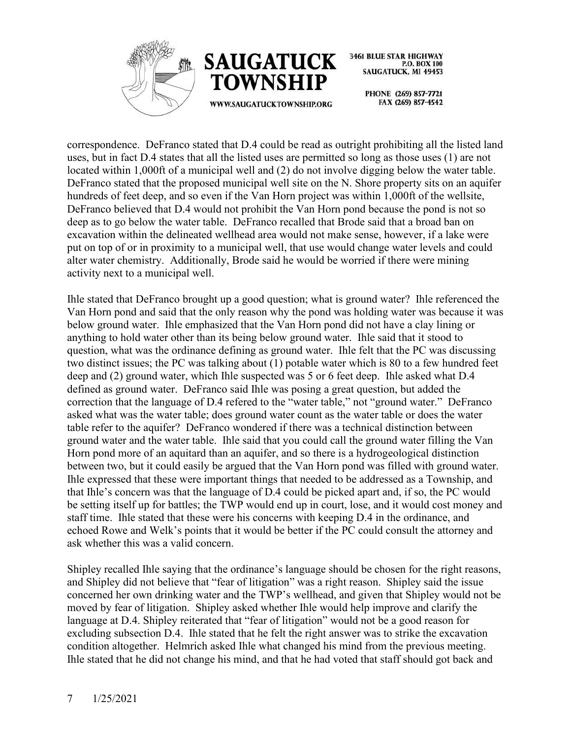correspondence. DeFranco stated that D.4 could be read as outright prohibiting all the listed land uses, but in fact D.4 states that all the listed uses are permitted so long as those uses (1) are not located within 1,000ft of a municipal well and (2) do not involve digging below the water table. DeFranco stated that the proposed municipal well site on the N. Shore property sits on an aquifer hundreds of feet deep, and so even if the Van Horn project was within 1,000ft of the wellsite, DeFranco believed that D.4 would not prohibit the Van Horn pond because the pond is not so deep as to go below the water table. DeFranco recalled that Brode said that a broad ban on excavation within the delineated wellhead area would not make sense, however, if a lake were put on top of or in proximity to a municipal well, that use would change water levels and could alter water chemistry. Additionally, Brode said he would be worried if there were mining activity next to a municipal well.

Ihle stated that DeFranco brought up a good question; what is ground water? Ihle referenced the Van Horn pond and said that the only reason why the pond was holding water was because it was below ground water. Ihle emphasized that the Van Horn pond did not have a clay lining or anything to hold water other than its being below ground water. Ihle said that it stood to question, what was the ordinance defining as ground water. Ihle felt that the PC was discussing two distinct issues; the PC was talking about (1) potable water which is 80 to a few hundred feet deep and (2) ground water, which Ihle suspected was 5 or 6 feet deep. Ihle asked what D.4 defined as ground water. DeFranco said Ihle was posing a great question, but added the correction that the language of D.4 refered to the "water table," not "ground water." DeFranco asked what was the water table; does ground water count as the water table or does the water table refer to the aquifer? DeFranco wondered if there was a technical distinction between ground water and the water table. Ihle said that you could call the ground water filling the Van Horn pond more of an aquitard than an aquifer, and so there is a hydrogeological distinction between two, but it could easily be argued that the Van Horn pond was filled with ground water. Ihle expressed that these were important things that needed to be addressed as a Township, and that Ihle's concern was that the language of D.4 could be picked apart and, if so, the PC would be setting itself up for battles; the TWP would end up in court, lose, and it would cost money and staff time. Ihle stated that these were his concerns with keeping D.4 in the ordinance, and echoed Rowe and Welk's points that it would be better if the PC could consult the attorney and ask whether this was a valid concern.

Shipley recalled Ihle saying that the ordinance's language should be chosen for the right reasons, and Shipley did not believe that "fear of litigation" was a right reason. Shipley said the issue concerned her own drinking water and the TWP's wellhead, and given that Shipley would not be moved by fear of litigation. Shipley asked whether Ihle would help improve and clarify the language at D.4. Shipley reiterated that "fear of litigation" would not be a good reason for excluding subsection D.4. Ihle stated that he felt the right answer was to strike the excavation condition altogether. Helmrich asked Ihle what changed his mind from the previous meeting. Ihle stated that he did not change his mind, and that he had voted that staff should got back and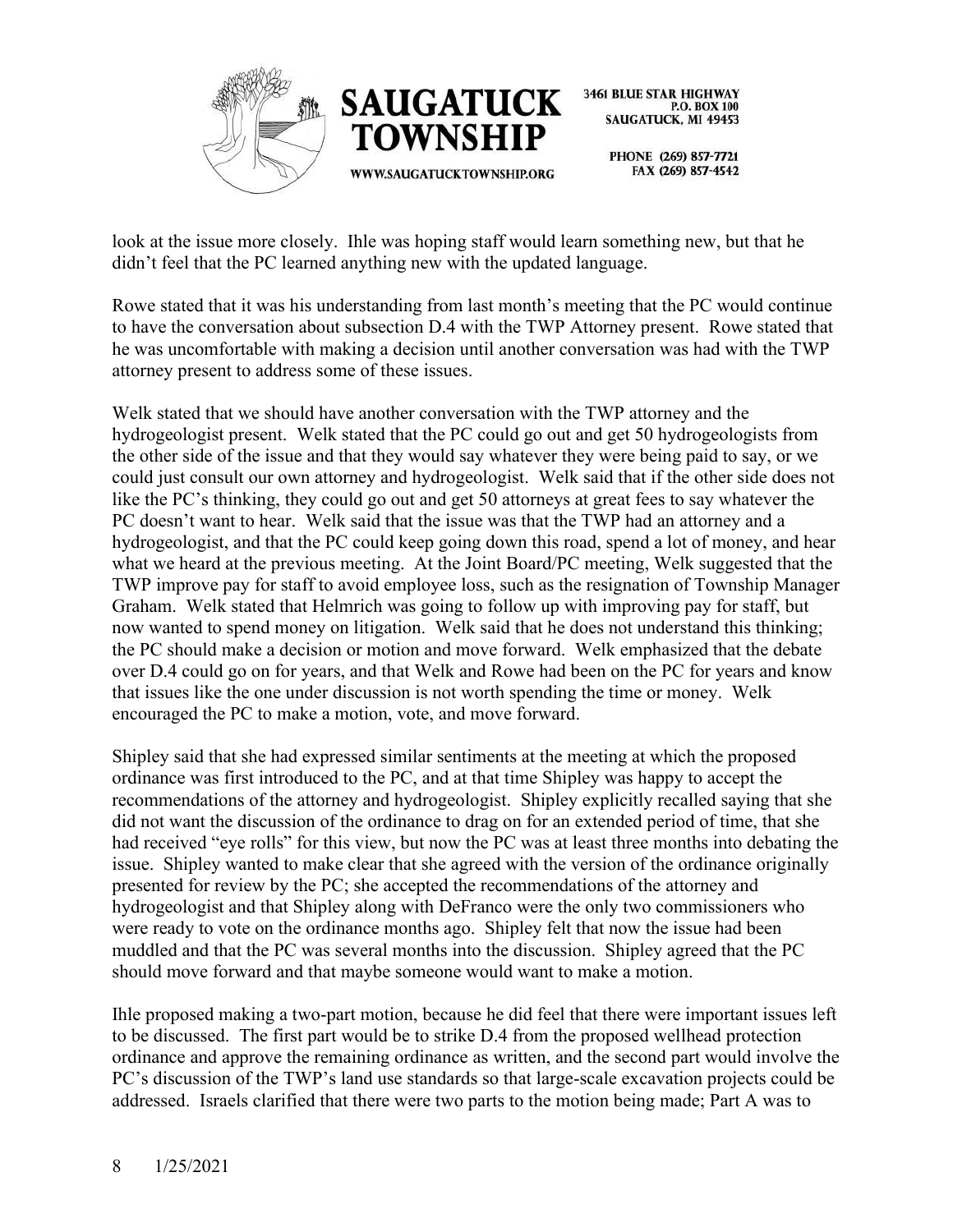look at the issue more closely. Ihle was hoping staff would learn something new, but that he didn't feel that the PC learned anything new with the updated language.

Rowe stated that it was his understanding from last month's meeting that the PC would continue to have the conversation about subsection D.4 with the TWP Attorney present. Rowe stated that he was uncomfortable with making a decision until another conversation was had with the TWP attorney present to address some of these issues.

Welk stated that we should have another conversation with the TWP attorney and the hydrogeologist present. Welk stated that the PC could go out and get 50 hydrogeologists from the other side of the issue and that they would say whatever they were being paid to say, or we could just consult our own attorney and hydrogeologist. Welk said that if the other side does not like the PC's thinking, they could go out and get 50 attorneys at great fees to say whatever the PC doesn't want to hear. Welk said that the issue was that the TWP had an attorney and a hydrogeologist, and that the PC could keep going down this road, spend a lot of money, and hear what we heard at the previous meeting. At the Joint Board/PC meeting, Welk suggested that the TWP improve pay for staff to avoid employee loss, such as the resignation of Township Manager Graham. Welk stated that Helmrich was going to follow up with improving pay for staff, but now wanted to spend money on litigation. Welk said that he does not understand this thinking; the PC should make a decision or motion and move forward. Welk emphasized that the debate over D.4 could go on for years, and that Welk and Rowe had been on the PC for years and know that issues like the one under discussion is not worth spending the time or money. Welk encouraged the PC to make a motion, vote, and move forward.

Shipley said that she had expressed similar sentiments at the meeting at which the proposed ordinance was first introduced to the PC, and at that time Shipley was happy to accept the recommendations of the attorney and hydrogeologist. Shipley explicitly recalled saying that she did not want the discussion of the ordinance to drag on for an extended period of time, that she had received "eye rolls" for this view, but now the PC was at least three months into debating the issue. Shipley wanted to make clear that she agreed with the version of the ordinance originally presented for review by the PC; she accepted the recommendations of the attorney and hydrogeologist and that Shipley along with DeFranco were the only two commissioners who were ready to vote on the ordinance months ago. Shipley felt that now the issue had been muddled and that the PC was several months into the discussion. Shipley agreed that the PC should move forward and that maybe someone would want to make a motion.

Ihle proposed making a two-part motion, because he did feel that there were important issues left to be discussed. The first part would be to strike D.4 from the proposed wellhead protection ordinance and approve the remaining ordinance as written, and the second part would involve the PC's discussion of the TWP's land use standards so that large-scale excavation projects could be addressed. Israels clarified that there were two parts to the motion being made; Part A was to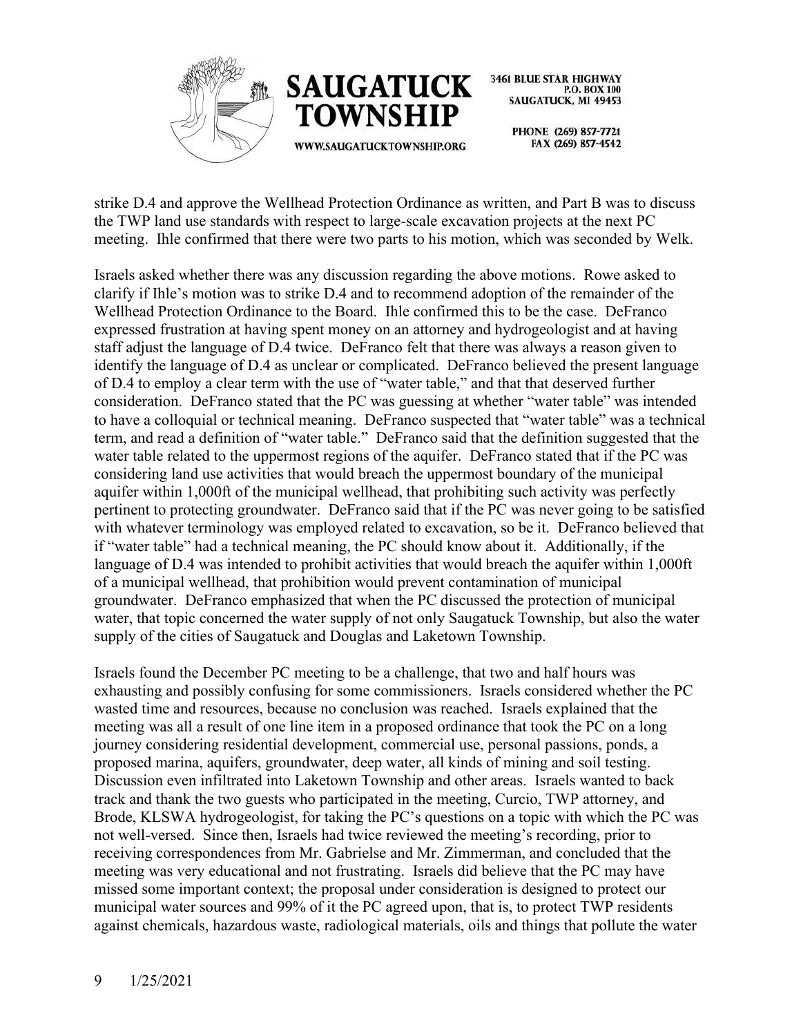strike D.4 and approve the Wellhead Protection Ordinance as written, and Part B was to discuss the TWP land use standards with respect to large-scale excavation projects at the next PC meeting. Ihle confirmed that there were two parts to his motion, which was seconded by Welk.

Israels asked whether there was any discussion regarding the above motions. Rowe asked to clarify if Ihle's motion was to strike D.4 and to recommend adoption of the remainder of the Wellhead Protection Ordinance to the Board. Ihle confirmed this to be the case. DeFranco expressed frustration at having spent money on an attorney and hydrogeologist and at having staff adjust the language of D.4 twice. DeFranco felt that there was always a reason given to identify the language of D.4 as unclear or complicated. DeFranco believed the present language of D.4 to employ a clear term with the use of "water table," and that that deserved further consideration. DeFranco stated that the PC was guessing at whether "water table" was intended to have a colloquial or technical meaning. DeFranco suspected that "water table" was a technical term, and read a definition of "water table." DeFranco said that the definition suggested that the water table related to the uppermost regions of the aquifer. DeFranco stated that if the PC was considering land use activities that would breach the uppermost boundary of the municipal aquifer within 1,000ft of the municipal wellhead, that prohibiting such activity was perfectly pertinent to protecting groundwater. DeFranco said that if the PC was never going to be satisfied with whatever terminology was employed related to excavation, so be it. DeFranco believed that if "water table" had a technical meaning, the PC should know about it. Additionally, if the language of D.4 was intended to prohibit activities that would breach the aquifer within 1,000ft of a municipal wellhead, that prohibition would prevent contamination of municipal groundwater. DeFranco emphasized that when the PC discussed the protection of municipal water, that topic concerned the water supply of not only Saugatuck Township, but also the water supply of the cities of Saugatuck and Douglas and Laketown Township.

Israels found the December PC meeting to be a challenge, that two and half hours was exhausting and possibly confusing for some commissioners. Israels considered whether the PC wasted time and resources, because no conclusion was reached. Israels explained that the meeting was all a result of one line item in a proposed ordinance that took the PC on a long journey considering residential development, commercial use, personal passions, ponds, a proposed marina, aquifers, groundwater, deep water, all kinds of mining and soil testing. Discussion even infiltrated into Laketown Township and other areas. Israels wanted to back track and thank the two guests who participated in the meeting, Curcio, TWP attorney, and Brode, KLSWA hydrogeologist, for taking the PC's questions on a topic with which the PC was not well-versed. Since then, Israels had twice reviewed the meeting's recording, prior to receiving correspondences from Mr. Gabrielse and Mr. Zimmerman, and concluded that the meeting was very educational and not frustrating. Israels did believe that the PC may have missed some important context; the proposal under consideration is designed to protect our municipal water sources and 99% of it the PC agreed upon, that is, to protect TWP residents against chemicals, hazardous waste, radiological materials, oils and things that pollute the water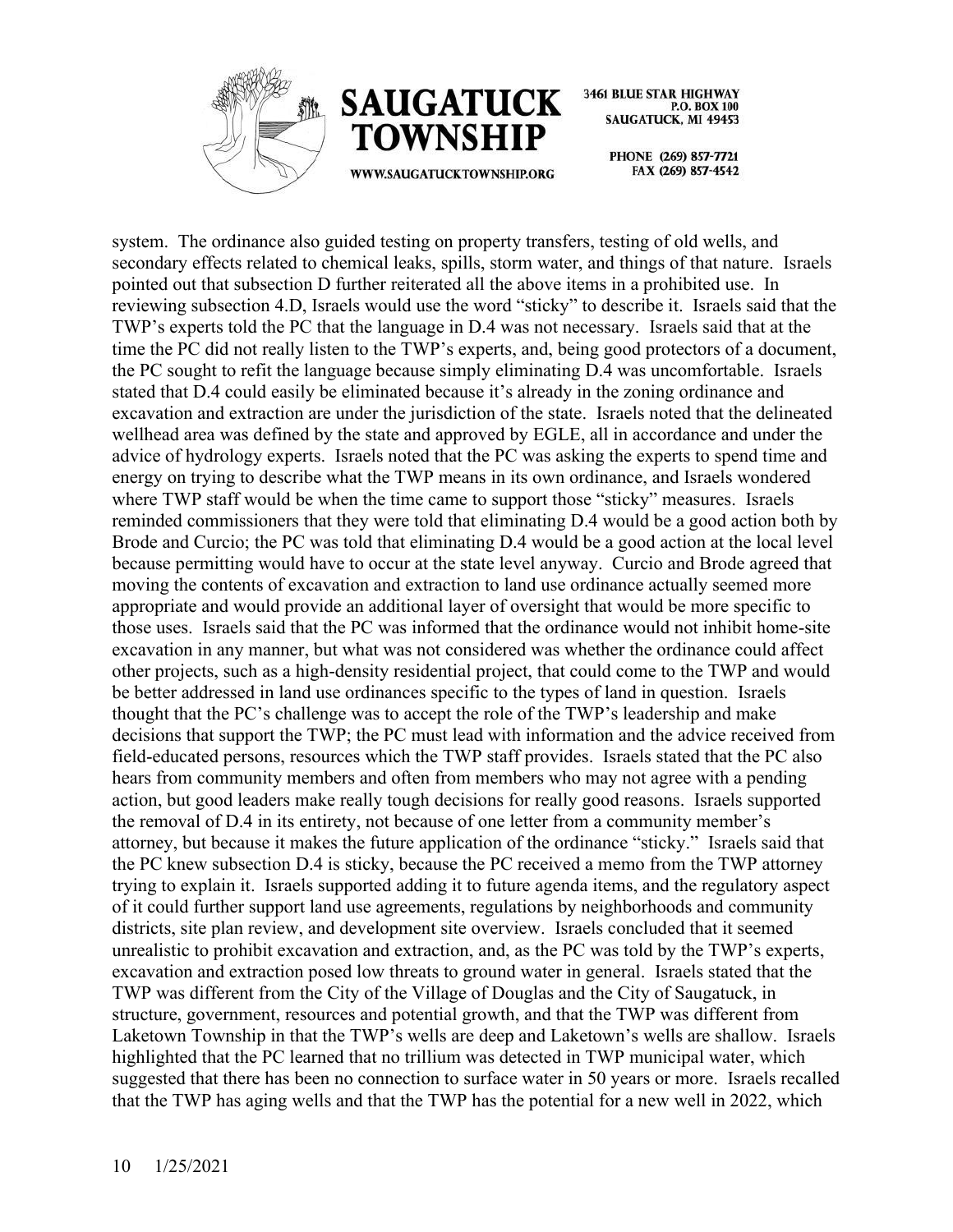system. The ordinance also guided testing on property transfers, testing of old wells, and secondary effects related to chemical leaks, spills, storm water, and things of that nature. Israels pointed out that subsection D further reiterated all the above items in a prohibited use. In reviewing subsection 4.D, Israels would use the word "sticky" to describe it. Israels said that the TWP's experts told the PC that the language in D.4 was not necessary. Israels said that at the time the PC did not really listen to the TWP's experts, and, being good protectors of a document, the PC sought to refit the language because simply eliminating D.4 was uncomfortable. Israels stated that D.4 could easily be eliminated because it's already in the zoning ordinance and excavation and extraction are under the jurisdiction of the state. Israels noted that the delineated wellhead area was defined by the state and approved by EGLE, all in accordance and under the advice of hydrology experts. Israels noted that the PC was asking the experts to spend time and energy on trying to describe what the TWP means in its own ordinance, and Israels wondered where TWP staff would be when the time came to support those "sticky" measures. Israels reminded commissioners that they were told that eliminating D.4 would be a good action both by Brode and Curcio; the PC was told that eliminating D.4 would be a good action at the local level because permitting would have to occur at the state level anyway. Curcio and Brode agreed that moving the contents of excavation and extraction to land use ordinance actually seemed more appropriate and would provide an additional layer of oversight that would be more specific to those uses. Israels said that the PC was informed that the ordinance would not inhibit home-site excavation in any manner, but what was not considered was whether the ordinance could affect other projects, such as a high-density residential project, that could come to the TWP and would be better addressed in land use ordinances specific to the types of land in question. Israels thought that the PC's challenge was to accept the role of the TWP's leadership and make decisions that support the TWP; the PC must lead with information and the advice received from field-educated persons, resources which the TWP staff provides. Israels stated that the PC also hears from community members and often from members who may not agree with a pending action, but good leaders make really tough decisions for really good reasons. Israels supported the removal of D.4 in its entirety, not because of one letter from a community member's attorney, but because it makes the future application of the ordinance "sticky." Israels said that the PC knew subsection D.4 is sticky, because the PC received a memo from the TWP attorney trying to explain it. Israels supported adding it to future agenda items, and the regulatory aspect of it could further support land use agreements, regulations by neighborhoods and community districts, site plan review, and development site overview. Israels concluded that it seemed unrealistic to prohibit excavation and extraction, and, as the PC was told by the TWP's experts, excavation and extraction posed low threats to ground water in general. Israels stated that the TWP was different from the City of the Village of Douglas and the City of Saugatuck, in structure, government, resources and potential growth, and that the TWP was different from Laketown Township in that the TWP's wells are deep and Laketown's wells are shallow. Israels highlighted that the PC learned that no trillium was detected in TWP municipal water, which suggested that there has been no connection to surface water in 50 years or more. Israels recalled that the TWP has aging wells and that the TWP has the potential for a new well in 2022, which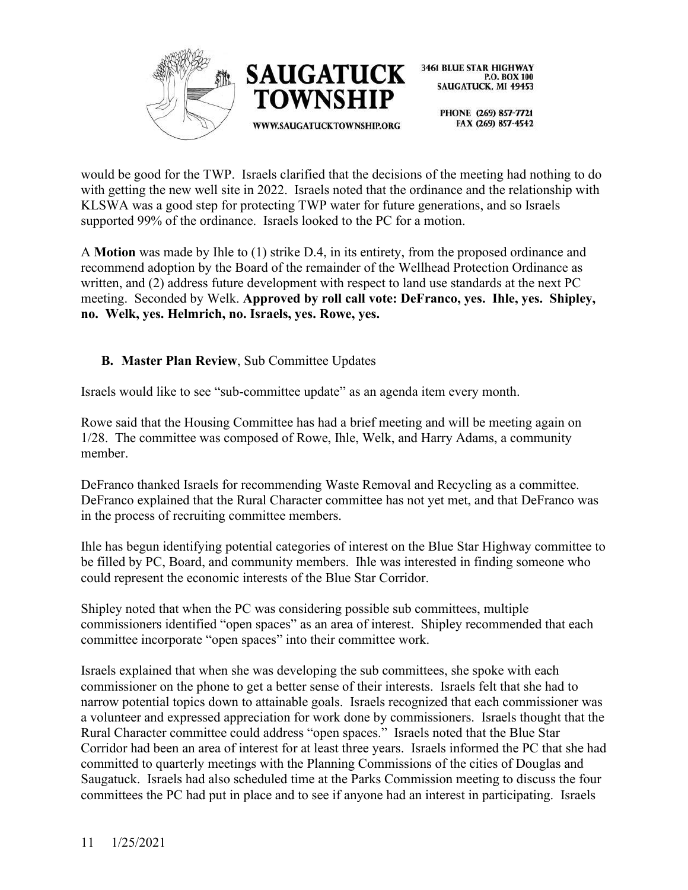would be good for the TWP. Israels clarified that the decisions of the meeting had nothing to do with getting the new well site in 2022. Israels noted that the ordinance and the relationship with KLSWA was a good step for protecting TWP water for future generations, and so Israels supported 99% of the ordinance. Israels looked to the PC for a motion.

A **Motion** was made by Ihle to (1) strike D.4, in its entirety, from the proposed ordinance and recommend adoption by the Board of the remainder of the Wellhead Protection Ordinance as written, and (2) address future development with respect to land use standards at the next PC meeting. Seconded by Welk. **Approved by roll call vote: DeFranco, yes. Ihle, yes. Shipley, no. Welk, yes. Helmrich, no. Israels, yes. Rowe, yes.**

**B. Master Plan Review**, Sub Committee Updates

Israels would like to see "sub-committee update" as an agenda item every month.

Rowe said that the Housing Committee has had a brief meeting and will be meeting again on 1/28. The committee was composed of Rowe, Ihle, Welk, and Harry Adams, a community member.

DeFranco thanked Israels for recommending Waste Removal and Recycling as a committee. DeFranco explained that the Rural Character committee has not yet met, and that DeFranco was in the process of recruiting committee members.

Ihle has begun identifying potential categories of interest on the Blue Star Highway committee to be filled by PC, Board, and community members. Ihle was interested in finding someone who could represent the economic interests of the Blue Star Corridor.

Shipley noted that when the PC was considering possible sub committees, multiple commissioners identified "open spaces" as an area of interest. Shipley recommended that each committee incorporate "open spaces" into their committee work.

Israels explained that when she was developing the sub committees, she spoke with each commissioner on the phone to get a better sense of their interests. Israels felt that she had to narrow potential topics down to attainable goals. Israels recognized that each commissioner was a volunteer and expressed appreciation for work done by commissioners. Israels thought that the Rural Character committee could address "open spaces." Israels noted that the Blue Star Corridor had been an area of interest for at least three years. Israels informed the PC that she had committed to quarterly meetings with the Planning Commissions of the cities of Douglas and Saugatuck. Israels had also scheduled time at the Parks Commission meeting to discuss the four committees the PC had put in place and to see if anyone had an interest in participating. Israels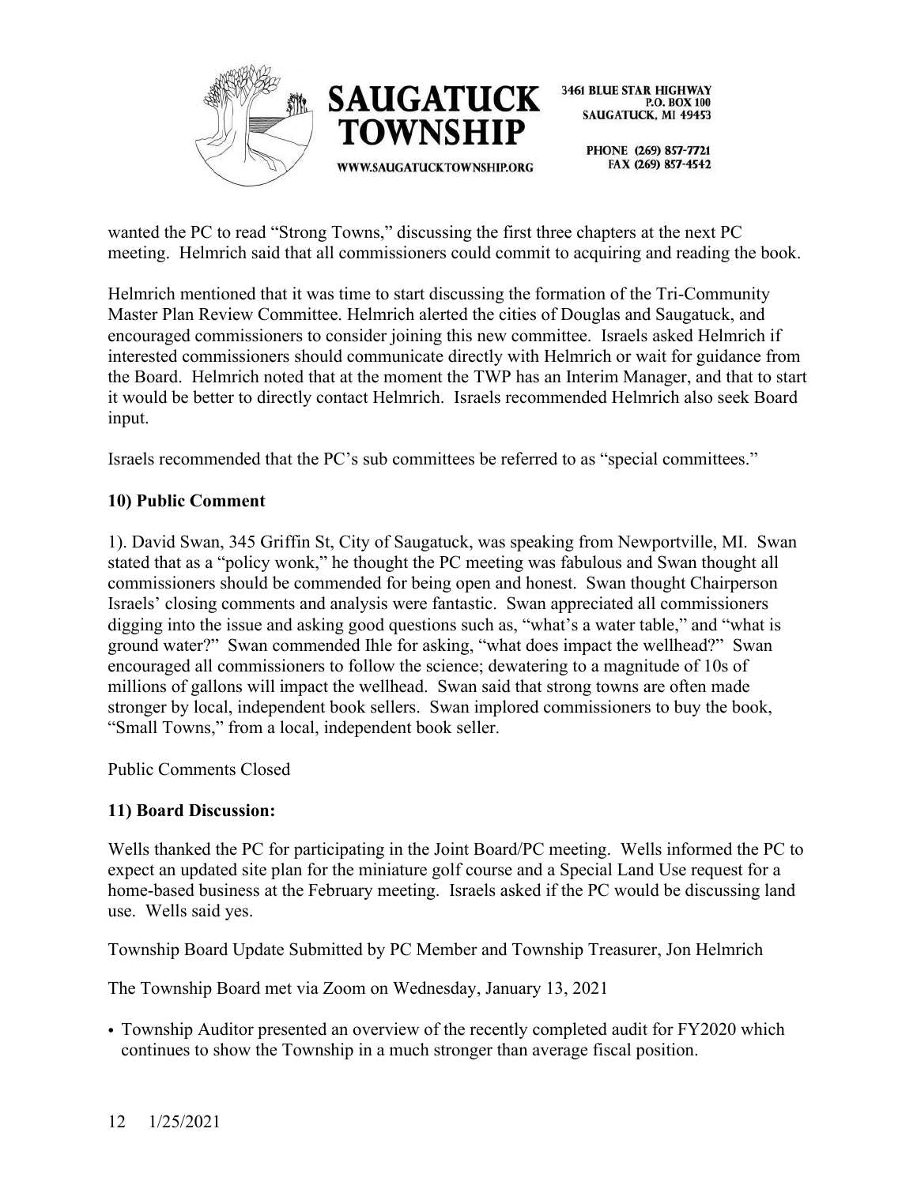wanted the PC to read "Strong Towns," discussing the first three chapters at the next PC meeting. Helmrich said that all commissioners could commit to acquiring and reading the book.

Helmrich mentioned that it was time to start discussing the formation of the Tri-Community Master Plan Review Committee. Helmrich alerted the cities of Douglas and Saugatuck, and encouraged commissioners to consider joining this new committee. Israels asked Helmrich if interested commissioners should communicate directly with Helmrich or wait for guidance from the Board. Helmrich noted that at the moment the TWP has an Interim Manager, and that to start it would be better to directly contact Helmrich. Israels recommended Helmrich also seek Board input.

Israels recommended that the PC's sub committees be referred to as "special committees."

**10) Public Comment**

1). David Swan, 345 Griffin St, City of Saugatuck, was speaking from Newportville, MI. Swan stated that as a "policy wonk," he thought the PC meeting was fabulous and Swan thought all commissioners should be commended for being open and honest. Swan thought Chairperson Israels' closing comments and analysis were fantastic. Swan appreciated all commissioners digging into the issue and asking good questions such as, "what's a water table," and "what is ground water?" Swan commended Ihle for asking, "what does impact the wellhead?" Swan encouraged all commissioners to follow the science; dewatering to a magnitude of 10s of millions of gallons will impact the wellhead. Swan said that strong towns are often made stronger by local, independent book sellers. Swan implored commissioners to buy the book, "Small Towns," from a local, independent book seller.

Public Comments Closed

**11) Board Discussion:**

Wells thanked the PC for participating in the Joint Board/PC meeting. Wells informed the PC to expect an updated site plan for the miniature golf course and a Special Land Use request for a home-based business at the February meeting. Israels asked if the PC would be discussing land use. Wells said yes.

Township Board Update Submitted by PC Member and Township Treasurer, Jon Helmrich

The Township Board met via Zoom on Wednesday, January 13, 2021

- Township Auditor presented an overview of the recently completed audit for FY2020 which continues to show the Township in a much stronger than average fiscal position.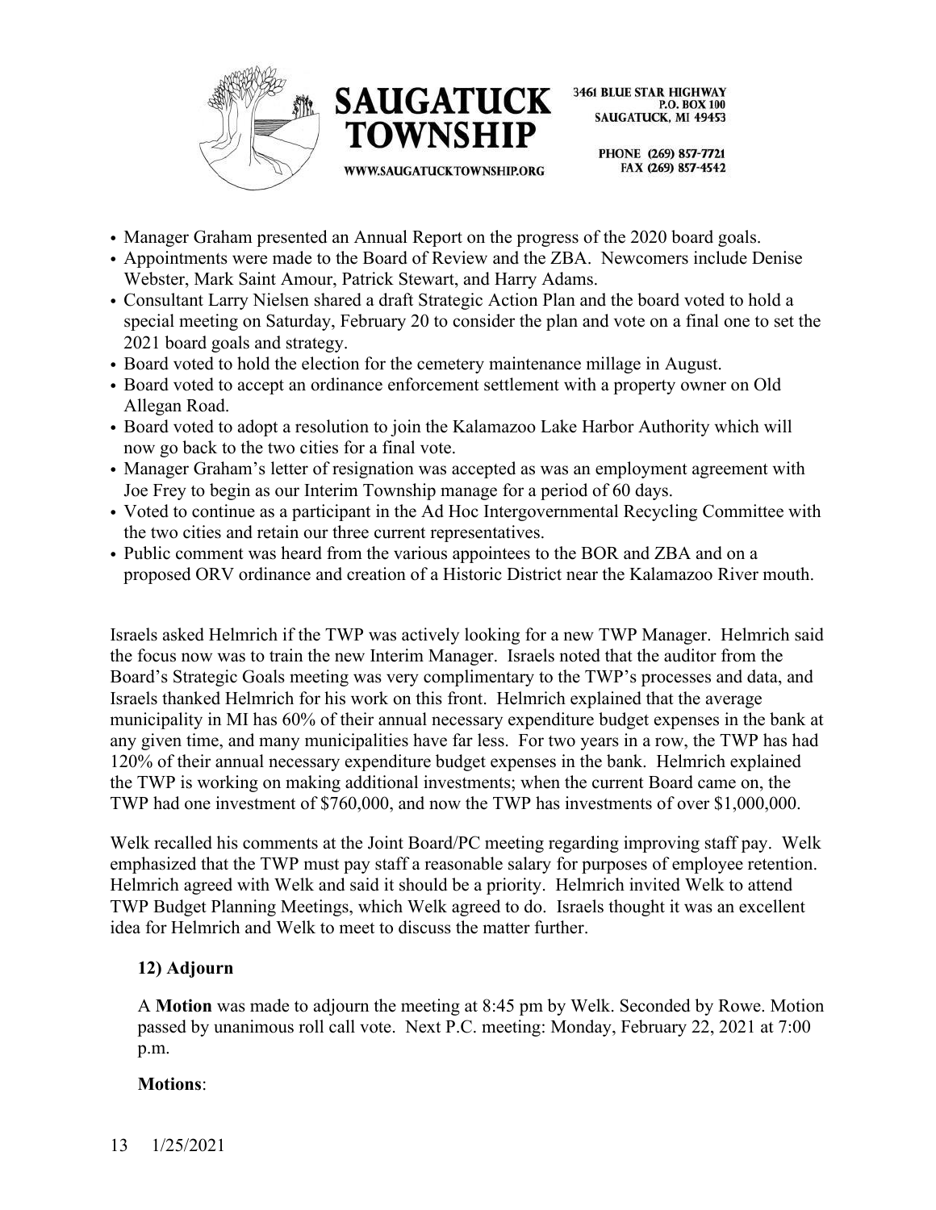- Manager Graham presented an Annual Report on the progress of the 2020 board goals.
- Appointments were made to the Board of Review and the ZBA. Newcomers include Denise Webster, Mark Saint Amour, Patrick Stewart, and Harry Adams.
- Consultant Larry Nielsen shared a draft Strategic Action Plan and the board voted to hold a special meeting on Saturday, February 20 to consider the plan and vote on a final one to set the 2021 board goals and strategy.
- Board voted to hold the election for the cemetery maintenance millage in August.
- Board voted to accept an ordinance enforcement settlement with a property owner on Old Allegan Road.
- Board voted to adopt a resolution to join the Kalamazoo Lake Harbor Authority which will now go back to the two cities for a final vote.
- Manager Graham's letter of resignation was accepted as was an employment agreement with Joe Frey to begin as our Interim Township manage for a period of 60 days.
- Voted to continue as a participant in the Ad Hoc Intergovernmental Recycling Committee with the two cities and retain our three current representatives.
- Public comment was heard from the various appointees to the BOR and ZBA and on a proposed ORV ordinance and creation of a Historic District near the Kalamazoo River mouth.

Israels asked Helmrich if the TWP was actively looking for a new TWP Manager. Helmrich said the focus now was to train the new Interim Manager. Israels noted that the auditor from the Board's Strategic Goals meeting was very complimentary to the TWP's processes and data, and Israels thanked Helmrich for his work on this front. Helmrich explained that the average municipality in MI has 60% of their annual necessary expenditure budget expenses in the bank at any given time, and many municipalities have far less. For two years in a row, the TWP has had 120% of their annual necessary expenditure budget expenses in the bank. Helmrich explained the TWP is working on making additional investments; when the current Board came on, the TWP had one investment of $760,000, and now the TWP has investments of over $1,000,000.

Welk recalled his comments at the Joint Board/PC meeting regarding improving staff pay. Welk emphasized that the TWP must pay staff a reasonable salary for purposes of employee retention. Helmrich agreed with Welk and said it should be a priority. Helmrich invited Welk to attend TWP Budget Planning Meetings, which Welk agreed to do. Israels thought it was an excellent idea for Helmrich and Welk to meet to discuss the matter further.

**12) Adjourn**

A **Motion** was made to adjourn the meeting at 8:45 pm by Welk. Seconded by Rowe. Motion passed by unanimous roll call vote. Next P.C. meeting: Monday, February 22, 2021 at 7:00 p.m.

**Motions**: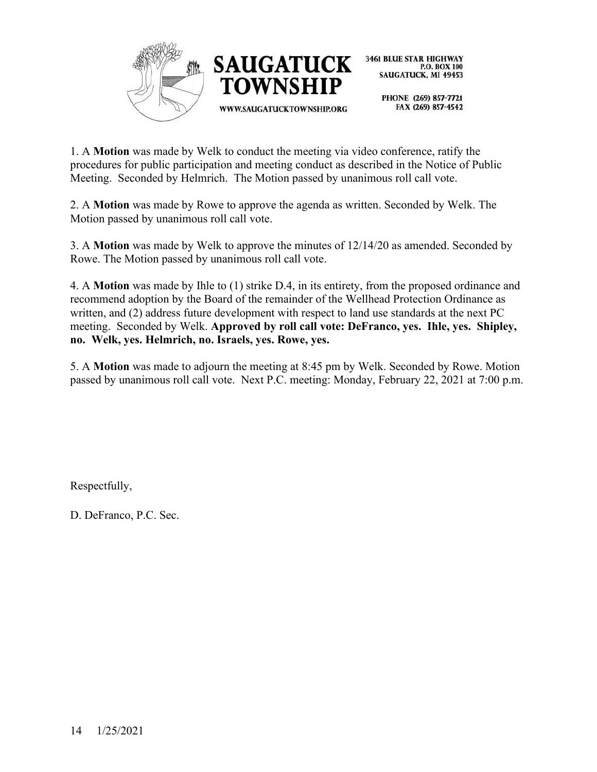**SAUGATUCK TOWNSHIP**

3461 BLUE STAR HIGHWAY
P.O. BOX 100
SAUGATUCK, MI 49453

PHONE (269) 857-7721
FAX (269) 857-4542

WWW.SAUGATUCKTOWNSHIP.ORG

1. A **Motion** was made by Welk to conduct the meeting via video conference, ratify the procedures for public participation and meeting conduct as described in the Notice of Public Meeting. Seconded by Helmrich. The Motion passed by unanimous roll call vote.

2. A **Motion** was made by Rowe to approve the agenda as written. Seconded by Welk. The Motion passed by unanimous roll call vote.

3. A **Motion** was made by Welk to approve the minutes of 12/14/20 as amended. Seconded by Rowe. The Motion passed by unanimous roll call vote.

4. A **Motion** was made by Ihle to (1) strike D.4, in its entirety, from the proposed ordinance and recommend adoption by the Board of the remainder of the Wellhead Protection Ordinance as written, and (2) address future development with respect to land use standards at the next PC meeting. Seconded by Welk. **Approved by roll call vote: DeFranco, yes. Ihle, yes. Shipley, no. Welk, yes. Helmrich, no. Israels, yes. Rowe, yes.**

5. A **Motion** was made to adjourn the meeting at 8:45 pm by Welk. Seconded by Rowe. Motion passed by unanimous roll call vote. Next P.C. meeting: Monday, February 22, 2021 at 7:00 p.m.

Respectfully,

D. DeFranco, P.C. Sec.